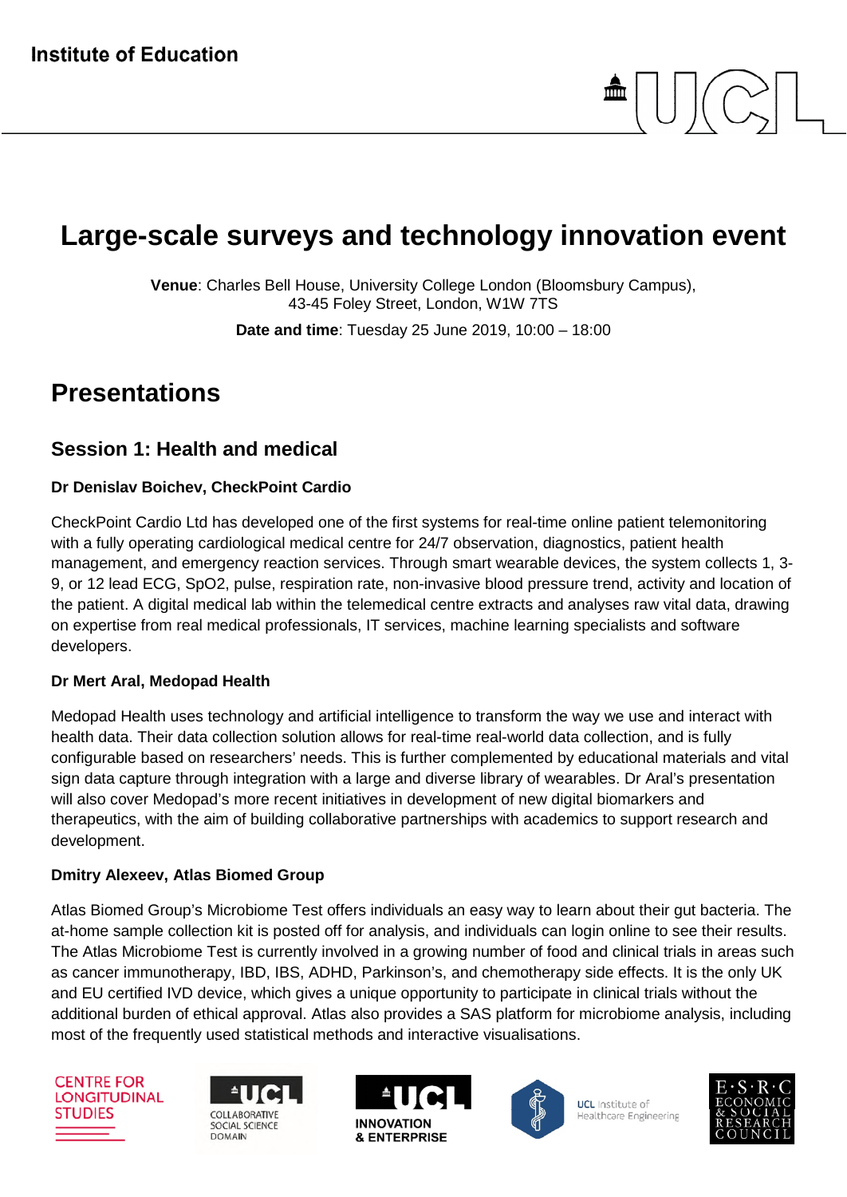Institute of Education

# Large-scale surveys and technology innovation event

**Venue**: Charles Bell House, University College London (Bloomsbury Campus), 43-45 Foley Street, London, W1W 7TS

**Date and time**: Tuesday 25 June 2019, 10:00 – 18:00

## Presentations

### Session 1: Health and medical

**Dr Denislav Boichev, CheckPoint Cardio**

CheckPoint Cardio Ltd has developed one of the first systems for real-time online patient telemonitoring with a fully operating cardiological medical centre for 24/7 observation, diagnostics, patient health management, and emergency reaction services. Through smart wearable devices, the system collects 1, 3-9, or 12 lead ECG, SpO2, pulse, respiration rate, non-invasive blood pressure trend, activity and location of the patient. A digital medical lab within the telemedical centre extracts and analyses raw vital data, drawing on expertise from real medical professionals, IT services, machine learning specialists and software developers.

**Dr Mert Aral, Medopad Health**

Medopad Health uses technology and artificial intelligence to transform the way we use and interact with health data. Their data collection solution allows for real-time real-world data collection, and is fully configurable based on researchers' needs. This is further complemented by educational materials and vital sign data capture through integration with a large and diverse library of wearables. Dr Aral's presentation will also cover Medopad's more recent initiatives in development of new digital biomarkers and therapeutics, with the aim of building collaborative partnerships with academics to support research and development.

**Dmitry Alexeev, Atlas Biomed Group**

Atlas Biomed Group's Microbiome Test offers individuals an easy way to learn about their gut bacteria. The at-home sample collection kit is posted off for analysis, and individuals can login online to see their results. The Atlas Microbiome Test is currently involved in a growing number of food and clinical trials in areas such as cancer immunotherapy, IBD, IBS, ADHD, Parkinson's, and chemotherapy side effects. It is the only UK and EU certified IVD device, which gives a unique opportunity to participate in clinical trials without the additional burden of ethical approval. Atlas also provides a SAS platform for microbiome analysis, including most of the frequently used statistical methods and interactive visualisations.

CENTRE FOR LONGITUDINAL STUDIES | UCL COLLABORATIVE SOCIAL SCIENCE DOMAIN | UCL INNOVATION & ENTERPRISE | UCL Institute of Healthcare Engineering | E·S·R·C ECONOMIC & SOCIAL RESEARCH COUNCIL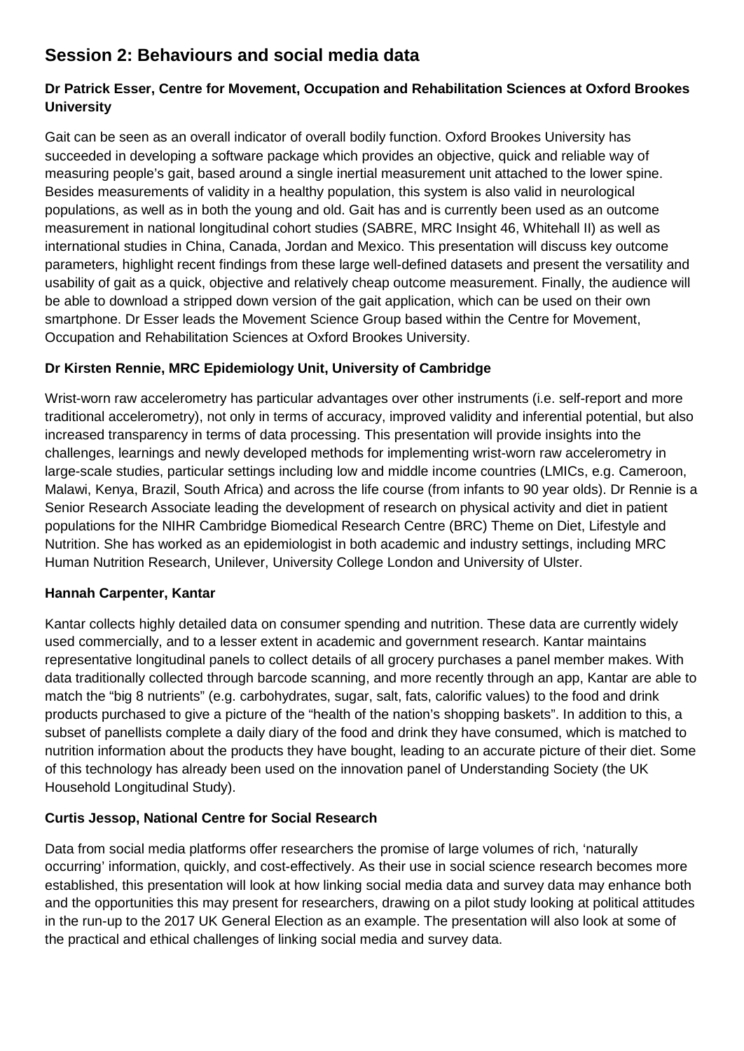## Session 2: Behaviours and social media data

### Dr Patrick Esser, Centre for Movement, Occupation and Rehabilitation Sciences at Oxford Brookes University

Gait can be seen as an overall indicator of overall bodily function. Oxford Brookes University has succeeded in developing a software package which provides an objective, quick and reliable way of measuring people's gait, based around a single inertial measurement unit attached to the lower spine. Besides measurements of validity in a healthy population, this system is also valid in neurological populations, as well as in both the young and old. Gait has and is currently been used as an outcome measurement in national longitudinal cohort studies (SABRE, MRC Insight 46, Whitehall II) as well as international studies in China, Canada, Jordan and Mexico. This presentation will discuss key outcome parameters, highlight recent findings from these large well-defined datasets and present the versatility and usability of gait as a quick, objective and relatively cheap outcome measurement. Finally, the audience will be able to download a stripped down version of the gait application, which can be used on their own smartphone. Dr Esser leads the Movement Science Group based within the Centre for Movement, Occupation and Rehabilitation Sciences at Oxford Brookes University.

### Dr Kirsten Rennie, MRC Epidemiology Unit, University of Cambridge

Wrist-worn raw accelerometry has particular advantages over other instruments (i.e. self-report and more traditional accelerometry), not only in terms of accuracy, improved validity and inferential potential, but also increased transparency in terms of data processing. This presentation will provide insights into the challenges, learnings and newly developed methods for implementing wrist-worn raw accelerometry in large-scale studies, particular settings including low and middle income countries (LMICs, e.g. Cameroon, Malawi, Kenya, Brazil, South Africa) and across the life course (from infants to 90 year olds). Dr Rennie is a Senior Research Associate leading the development of research on physical activity and diet in patient populations for the NIHR Cambridge Biomedical Research Centre (BRC) Theme on Diet, Lifestyle and Nutrition. She has worked as an epidemiologist in both academic and industry settings, including MRC Human Nutrition Research, Unilever, University College London and University of Ulster.

### Hannah Carpenter, Kantar

Kantar collects highly detailed data on consumer spending and nutrition. These data are currently widely used commercially, and to a lesser extent in academic and government research. Kantar maintains representative longitudinal panels to collect details of all grocery purchases a panel member makes. With data traditionally collected through barcode scanning, and more recently through an app, Kantar are able to match the "big 8 nutrients" (e.g. carbohydrates, sugar, salt, fats, calorific values) to the food and drink products purchased to give a picture of the "health of the nation's shopping baskets". In addition to this, a subset of panellists complete a daily diary of the food and drink they have consumed, which is matched to nutrition information about the products they have bought, leading to an accurate picture of their diet. Some of this technology has already been used on the innovation panel of Understanding Society (the UK Household Longitudinal Study).

### Curtis Jessop, National Centre for Social Research

Data from social media platforms offer researchers the promise of large volumes of rich, 'naturally occurring' information, quickly, and cost-effectively. As their use in social science research becomes more established, this presentation will look at how linking social media data and survey data may enhance both and the opportunities this may present for researchers, drawing on a pilot study looking at political attitudes in the run-up to the 2017 UK General Election as an example. The presentation will also look at some of the practical and ethical challenges of linking social media and survey data.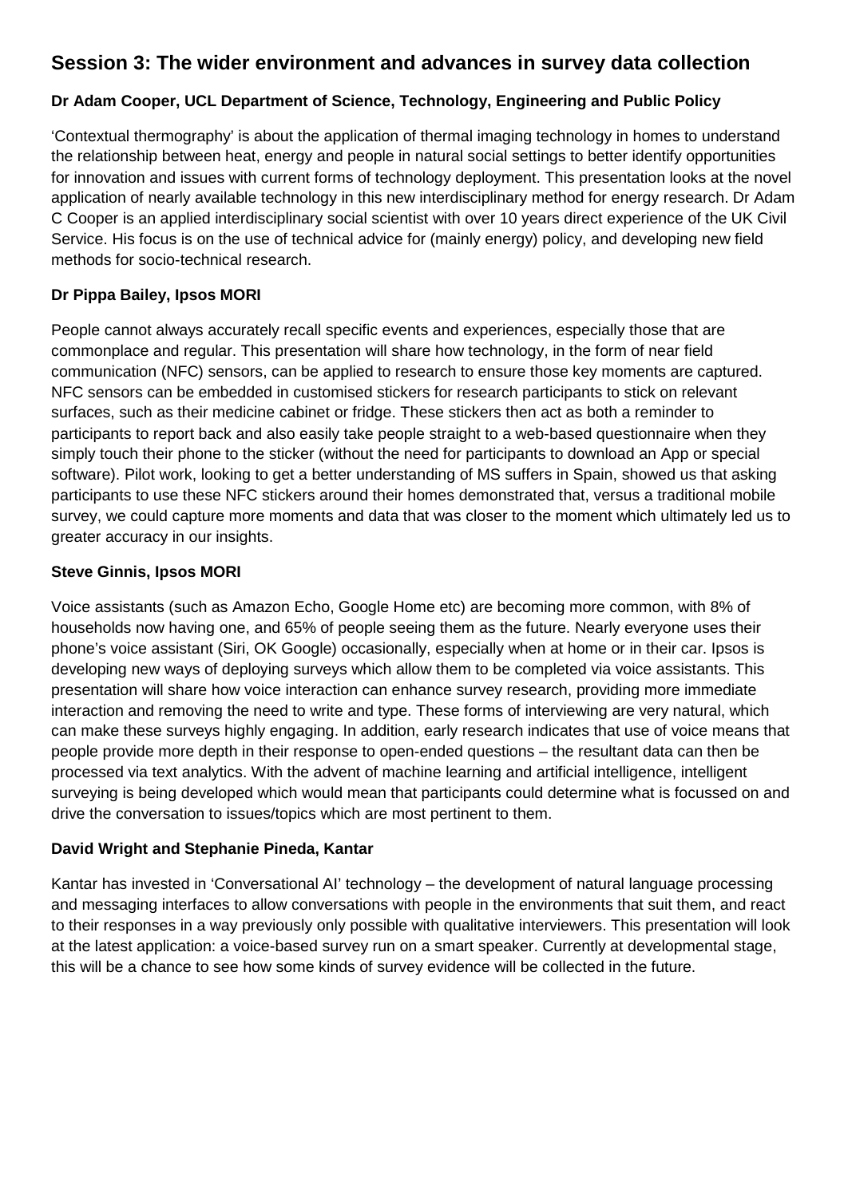## Session 3: The wider environment and advances in survey data collection

### Dr Adam Cooper, UCL Department of Science, Technology, Engineering and Public Policy

'Contextual thermography' is about the application of thermal imaging technology in homes to understand the relationship between heat, energy and people in natural social settings to better identify opportunities for innovation and issues with current forms of technology deployment. This presentation looks at the novel application of nearly available technology in this new interdisciplinary method for energy research. Dr Adam C Cooper is an applied interdisciplinary social scientist with over 10 years direct experience of the UK Civil Service. His focus is on the use of technical advice for (mainly energy) policy, and developing new field methods for socio-technical research.

### Dr Pippa Bailey, Ipsos MORI

People cannot always accurately recall specific events and experiences, especially those that are commonplace and regular. This presentation will share how technology, in the form of near field communication (NFC) sensors, can be applied to research to ensure those key moments are captured. NFC sensors can be embedded in customised stickers for research participants to stick on relevant surfaces, such as their medicine cabinet or fridge. These stickers then act as both a reminder to participants to report back and also easily take people straight to a web-based questionnaire when they simply touch their phone to the sticker (without the need for participants to download an App or special software). Pilot work, looking to get a better understanding of MS suffers in Spain, showed us that asking participants to use these NFC stickers around their homes demonstrated that, versus a traditional mobile survey, we could capture more moments and data that was closer to the moment which ultimately led us to greater accuracy in our insights.

### Steve Ginnis, Ipsos MORI

Voice assistants (such as Amazon Echo, Google Home etc) are becoming more common, with 8% of households now having one, and 65% of people seeing them as the future. Nearly everyone uses their phone's voice assistant (Siri, OK Google) occasionally, especially when at home or in their car. Ipsos is developing new ways of deploying surveys which allow them to be completed via voice assistants. This presentation will share how voice interaction can enhance survey research, providing more immediate interaction and removing the need to write and type. These forms of interviewing are very natural, which can make these surveys highly engaging. In addition, early research indicates that use of voice means that people provide more depth in their response to open-ended questions – the resultant data can then be processed via text analytics. With the advent of machine learning and artificial intelligence, intelligent surveying is being developed which would mean that participants could determine what is focussed on and drive the conversation to issues/topics which are most pertinent to them.

### David Wright and Stephanie Pineda, Kantar

Kantar has invested in 'Conversational AI' technology – the development of natural language processing and messaging interfaces to allow conversations with people in the environments that suit them, and react to their responses in a way previously only possible with qualitative interviewers. This presentation will look at the latest application: a voice-based survey run on a smart speaker. Currently at developmental stage, this will be a chance to see how some kinds of survey evidence will be collected in the future.